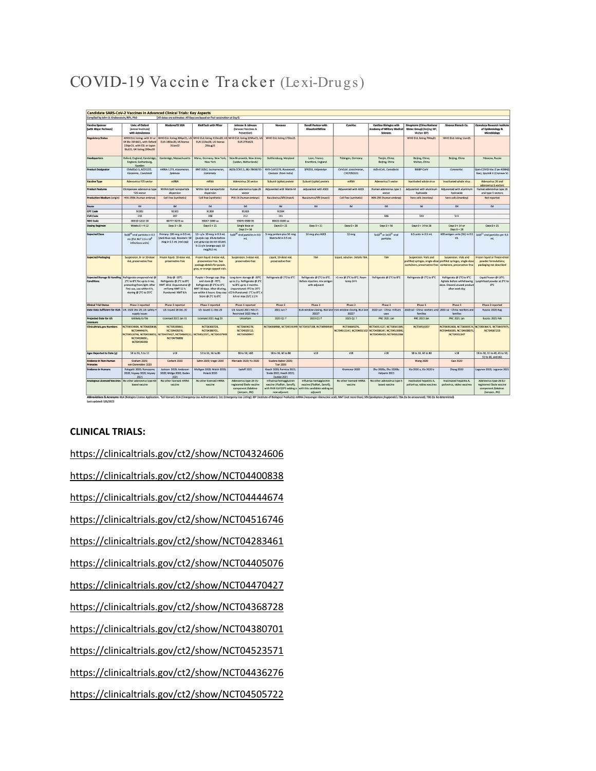# COVID-19 Vaccine Tracker (Lexi-Drugs)

**Candidate SARS-CoV-2 Vaccines in Advanced Clinical Trials: Key Aspects**

Compiled by John D. Grabenstein, RPh, PhD — All dates are estimates. All Days are based on first vaccination at Day 0.

| Vaccine Sponsor (with Major Partners) | Univ. of Oxford (Jenner Institute) with AstraZeneca | ModernaTX USA | BioNTech with Pfizer | Johnson & Johnson (Janssen Vaccines & Prevention) | Novavax | Sanofi Pasteur with GlaxoSmithKline | CureVac | CanSino Biologics with Academy of Military Medical Sciences | Sinopharm (China National Biotec Group) (Beijing BIP, Wuhan BIP) | Sinovac Biotech Co. | Gamaleya Research Institute of Epidemiology & Microbiology |
|---|---|---|---|---|---|---|---|---|---|---|---|
| Regulatory Status | WHO EUL listing: with SII or SK Bio 15Feb21, with Oxford 15Apr21, with CSL or Japan 9Jul21; UK listing 29Dec20 | WHO EUL listing 30Apr21, US EUA 18Dec20, US license 31Jan22 | WHO EUL listing 31Dec20, US EUA 11Dec20, US license 23Aug21 | WHO EUL listing 12Mar21, US EUA 27Feb21 | WHO EUL listing 17Dec21 | | | | WHO EUL listing 7May21 | WHO EUL listing 1Jun21 | |
| Headquarters | Oxford, England; Cambridge, England; Gothenburg, Sweden | Cambridge, Massachusetts | Mainz, Germany; New York, New York | New Brunswick, New Jersey (Leiden, Netherlands) | Gaithersburg, Maryland | Lyon, France; Brentford, England | Tübingen, Germany | Tianjin, China; Beijing, China | Beijing, China; Wuhan, China | Beijing, China | Moscow, Russia |
| Product Designator | ChAdOx1-S, AZD1222, *Vaxzevria*, *Covishield* | mRNA-1273, elasomeran, *Spikevax* | BNT162b2, tozinameran, *Comirnaty* | Ad26.COV2.S, JNJ-78436735 | NVX-CoV2373, *Nuvaxovid*, *Covovax* (from India) | SP0253, *Vidprevtyn* | CVnCoV, zorecimeran, CV07050101 | Ad5-nCoV, *Convidecia* | BBIBP-CorV | *CoronaVac* | Gam-COVID-Vac (Гам-КОВИД-Вак), Sputnik V (Спутник V) |
| Vaccine Type | Adenovirus Y25 vector | mRNA | mRNA | Adenovirus 26 vector | Subunit (spike) protein | Subunit (spike) protein | mRNA | Adenovirus 5 vector | Inactivated whole virus | Inactivated whole virus | Adenovirus 26 and adenovirus 5 vectors |
| Product Features | Chimpanzee adenovirus type Y25 vector | Within lipid nanoparticle dispersion | Within lipid nanoparticle dispersion | Human adenovirus type 26 vector | Adjuvanted with Matrix-M | Adjuvanted with AS03 | Adjuvanted with AS03 | Human adenovirus type 5 vector | Adjuvanted with aluminum hydroxide | Adjuvanted with aluminum hydroxide | Human adenovirus type 26 and type 5 vectors |
| Production Medium (origin) | HEK-293A (human embryo) | Cell free (synthetic) | Cell free (synthetic) | PER.C6 (human embryo) | Baculovirus/Sf9 (insect) | Baculovirus/Sf9 (insect) | Cell free (synthetic) | HEK-293 (human embryo) | Vero cells (monkey) | Vero cells (monkey) | Not reported |
| Route | IM | IM | IM | IM | IM | IM | IM | IM | IM | IM | IM |
| CPT Code | 91302 | 91301 | 91300 | 91303 | 91304 | | | | | | |
| CVX Code | 210 | 207 | 208 | 212 | 211 | | | 506 | 510 | 511 | |
| NDC Code | 00310-1222-10 | 80777-0273-xx | 59267-1000-xx | 59676-0580-05 | 80631-0100-xx | | | | | | |
| Dosing Regimen | Weeks 0 + 4-12 | Days 0 + 28 | Days 0 + 21 | Single dose or Days 0 + 56 | Days 0 + 21 | Days 0 + 21 | Days 0 + 28 | Days 0 + 56 | Days 0 + 14 to 28 | Days 0 + 14 or Days 0 + 28 | Days 0 + 21 |
| Expected Dose | 5x10[10] viral particles in 0.5 mL [EU: NLT 2.5 x 10[8] infectious units] | Primary: 100 mcg in 0.5 mL (dark blue cap). Boosters: 50 mcg in 0.5 mL (red cap) | 12+ y/o: 30 mcg in 0.3 mL (purple cap: dilute before use; gray cap do not dilute). 5-11 y/o (orange cap): 10 mcg/0.2 mL | 5x10[10] viral particles in 0.5 mL | 5 mcg protein plus 50 mcg Matrix-M in 0.5 mL | 10 mcg plus AS03 | 12 mcg | 5x10[10] or 1x10[11] viral particles | 6.5 units in 0.5 mL | 600 antigen units (SU) in 0.5 mL | 1x10[11] viral particles per 0.5 mL |
| Expected Packaging | Suspension, 8- or 10-dose vial, preservative-free | Frozen liquid: 10-dose vial, preservative-free | Frozen liquid: 6-dose vial, preservative-free. See package details for purple, gray, or orange-capped vials. | Suspension, 5-dose vial, preservative-free | Liquid, 10-dose vial, preservative-free | TBA | Liquid, solution. Details TBA | TBA | Suspension. Vials and prefilled syringes, single-dose containers, preservative-free | Suspension. Vials and prefilled syringes, single-dose containers, preservative-free | Frozen liquid or freeze-dried powder formulations; packaging not described |
| Expected Storage & Handling Conditions | Refrigerate unopened vial @ 2°C to 8°C for up to 6 mo, protecting from light. After first use, use within 6 h, storing @ 2°C to 25°C | Ship @ -20°C. Refrigerate @ 2°C to 8°C NMT 30 d. Unpunctured @ rmTemp NMT 12 h. Punctured: NMT 6 h | Purple + Orange cap: Ship and store @ -70°C. Refrigerate @ 2°C to 8°C NMT 30 days. After diluting, use within 6 hours. Gray cap: Store @ 2°C to 8°C | Long-term storage @ -20°C up to 2 y. Refrigerate @ 2°C to 8°C up to 3 months. Unpunctured: 9°C to 25°C ≤12 h Punctured: 2°C to 8°C ≤ 6 h or max 25°C ≤ 2 h | Refrigerate @ 2°C to 8°C | Refrigerate @ 2°C to 8°C. Before injection, mix antigen with adjuvant | >3 mo @ 2°C to 8°C. Room temp 24 h | Refrigerate @ 2°C to 8°C | Refrigerate @ 2°C to 8°C | Refrigerate @ 2°C to 8°C. Agitate before withdrawing dose. Discard unused product after work day | Liquid frozen @-18°C. Lyophilized powder at 2°C to 8°C |
| Clinical Trial Status | Phase 3 reported | Phase 3 reported | Phase 3 reported | Phase 3 reported | Phase 3 | Phase 3 | Phase 2 | Phase 3 | Phase 3 | Phase 3 | Phase 3 reported |
| Date Data Sufficient for EUA | UK: 2020 Dec 29; US: safety + supply issues | US: Issued 18 Dec 20 | US: Issued 11 Dec 20 | US: Issued 2021 Feb 27; Restricted 2022 May 6 | 2022 Jun ? | EUA window closing. BLA late 2022? | EUA window closing. BLA late 2022? | 2020 Jun - China: military uses | 2020 Jul - China: workers and families | 2020 Jul - China: workers and families | Russia: 2020 Aug |
| Projected Date for US Licensure | Unlikely to file | Licensed 2022 Jan 31 | Licensed 2021 Aug 23 | Uncertain | 2023 Q1 ? | 2023 Q1 ? | 2023 Q1 ? | PRC 2021 Jan | PRC 2021 Jan | PRC 2021 Jan | Russia: 2021 Feb |
| Clinicaltrials.gov Numbers | NCT04324606, NCT04400838, NCT04444674, NCT04516746, NCT04536051, NCT04536051, NCT04540393 | NCT04283461, NCT04405076, NCT04470427, NCT04649151, NCT04796896 | NCT04368728, NCT04380701, NCT04523571, NCT04537949 | NCT04436276, NCT04505722, NCT04509947 | NCT04368988, NCT04533399 | NCT04537208, NCT04904549 | NCT04449276, NCT04515147, NCT04652102 | NCT04313127, NCT04341389, NCT04398147, NCT04526990, NCT04540419, NCT04552366 | NCT04510207 | NCT04352608, NCT04383574, NCT04456595, NCT04508075, NCT04551547 | NCT04436471, NCT04437875, NCT04587219 |
| Ages Reported to Date (y) | 18 to 55, 5 to 12 | ≥18 | 12 to 55, 56 to 85 | 18 to 59, ≥60 | 18 to 59, 60 to 84 | ≥18 | ≥18 | ≥18 | 18 to 59, 60 to 80 | ≥18 | 18 to 30, 31 to 40, 41 to 50, 51 to 60, and ≥61 |
| Evidence in Non-Human Primates | Graham 2020; van Doremalen 2020 | Corbett 2020 | Sahin 2020; Vogel 2020 | Mercado 2020; Yu 2020 | Guebre-Xabier 2020; Tian 2020 | | | | Wang 2020 | Gao 2020 | |
| Evidence in Humans | Folegatti 2020; Ramasamy 2020; Voysey 2020; Voysey 2021 | Jackson 2020; Anderson 2020; Widge 2020; Baden 2021 | Mulligan 2020; Walsh 2020; Polack 2020 | Sadoff 2021 | Keech 2020; Formica 2021; Sinde 2021; Heath 2021; Dunkle 2021 | | Kremsner 2020 | Zhu 2020a, Zhu 2020b; Halperin 2021 | Xia 2020 a, Xia 2020 b | Zhang 2020 | Logunov 2020, Logunov 2021 |
| Analogous Licensed Vaccines | No other adenovirus type 63 based vaccine | No other licensed mRNA vaccine | No other licensed mRNA vaccine | Adenovirus type 26 EU-registered Ebola vaccine component *Zabdeno* (Janssen, JNJ) | Influenza hemagglutinin vaccine (*Flublok*, Sanofi), with NVX-CoV2373 adding a new adjuvant | Influenza hemagglutinin vaccine (*Flublok*, Sanofi), with this candidate adding an adjuvant | No other licensed mRNA vaccine | No other adenovirus type 5 based vaccine | Inactivated hepatitis A, poliovirus, rabies vaccines | Inactivated hepatitis A, poliovirus, rabies vaccines | Adenovirus type 26 EU-registered Ebola vaccine component *Zabdeno* (Janssen, JNJ) |

**Abbreviations & Acronyms:** BLA (Biologics License Application, "full license); EUA (Emergency Use Authorization); EUL (Emergency Use Listing); IBP (Institute of Biological Products); mRNA (messenger ribonucleic acid); NMT (not more than); Sf9 (*Spodoptera frugiperda*); TBA (to be announced); TBD (to be determined)

Last updated: 5/6/2022

**CLINICAL TRIALS:**

https://clinicaltrials.gov/ct2/show/NCT04324606

https://clinicaltrials.gov/ct2/show/NCT04400838

https://clinicaltrials.gov/ct2/show/NCT04444674

https://clinicaltrials.gov/ct2/show/NCT04516746

https://clinicaltrials.gov/ct2/show/NCT04283461

https://clinicaltrials.gov/ct2/show/NCT04405076

https://clinicaltrials.gov/ct2/show/NCT04470427

https://clinicaltrials.gov/ct2/show/NCT04368728

https://clinicaltrials.gov/ct2/show/NCT04380701

https://clinicaltrials.gov/ct2/show/NCT04523571

https://clinicaltrials.gov/ct2/show/NCT04436276

https://clinicaltrials.gov/ct2/show/NCT04505722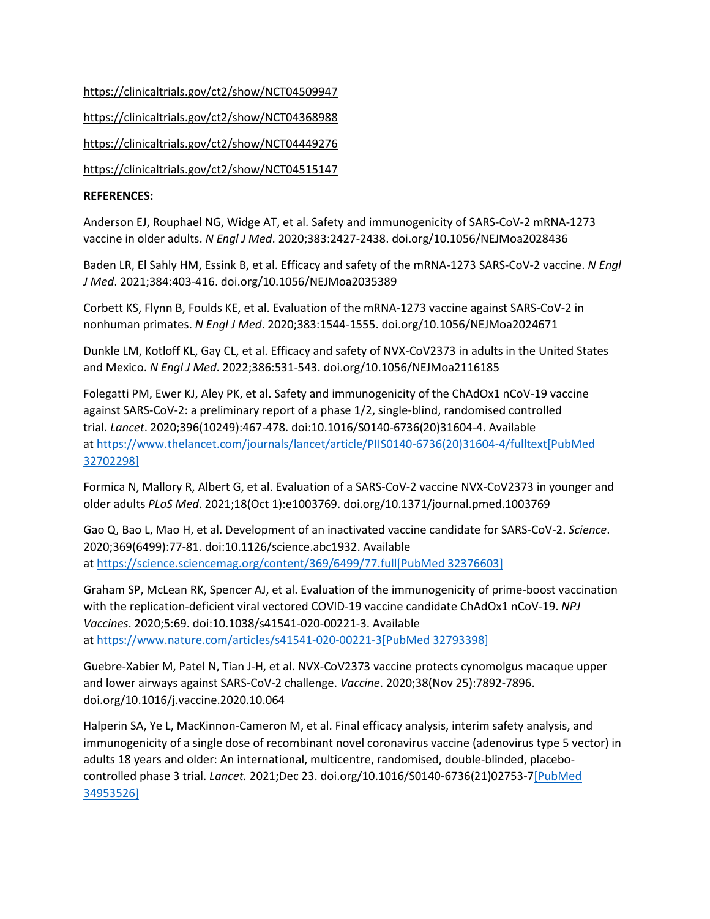https://clinicaltrials.gov/ct2/show/NCT04509947

https://clinicaltrials.gov/ct2/show/NCT04368988

https://clinicaltrials.gov/ct2/show/NCT04449276

https://clinicaltrials.gov/ct2/show/NCT04515147

**REFERENCES:**

Anderson EJ, Rouphael NG, Widge AT, et al. Safety and immunogenicity of SARS-CoV-2 mRNA-1273 vaccine in older adults. *N Engl J Med*. 2020;383:2427-2438. doi.org/10.1056/NEJMoa2028436

Baden LR, El Sahly HM, Essink B, et al. Efficacy and safety of the mRNA-1273 SARS-CoV-2 vaccine. *N Engl J Med*. 2021;384:403-416. doi.org/10.1056/NEJMoa2035389

Corbett KS, Flynn B, Foulds KE, et al. Evaluation of the mRNA-1273 vaccine against SARS-CoV-2 in nonhuman primates. *N Engl J Med*. 2020;383:1544-1555. doi.org/10.1056/NEJMoa2024671

Dunkle LM, Kotloff KL, Gay CL, et al. Efficacy and safety of NVX-CoV2373 in adults in the United States and Mexico. *N Engl J Med*. 2022;386:531-543. doi.org/10.1056/NEJMoa2116185

Folegatti PM, Ewer KJ, Aley PK, et al. Safety and immunogenicity of the ChAdOx1 nCoV-19 vaccine against SARS-CoV-2: a preliminary report of a phase 1/2, single-blind, randomised controlled trial. *Lancet*. 2020;396(10249):467-478. doi:10.1016/S0140-6736(20)31604-4. Available at https://www.thelancet.com/journals/lancet/article/PIIS0140-6736(20)31604-4/fulltext[PubMed 32702298]

Formica N, Mallory R, Albert G, et al. Evaluation of a SARS-CoV-2 vaccine NVX-CoV2373 in younger and older adults *PLoS Med*. 2021;18(Oct 1):e1003769. doi.org/10.1371/journal.pmed.1003769

Gao Q, Bao L, Mao H, et al. Development of an inactivated vaccine candidate for SARS-CoV-2. *Science*. 2020;369(6499):77-81. doi:10.1126/science.abc1932. Available at https://science.sciencemag.org/content/369/6499/77.full[PubMed 32376603]

Graham SP, McLean RK, Spencer AJ, et al. Evaluation of the immunogenicity of prime-boost vaccination with the replication-deficient viral vectored COVID-19 vaccine candidate ChAdOx1 nCoV-19. *NPJ Vaccines*. 2020;5:69. doi:10.1038/s41541-020-00221-3. Available at https://www.nature.com/articles/s41541-020-00221-3[PubMed 32793398]

Guebre-Xabier M, Patel N, Tian J-H, et al. NVX-CoV2373 vaccine protects cynomolgus macaque upper and lower airways against SARS-CoV-2 challenge. *Vaccine*. 2020;38(Nov 25):7892-7896. doi.org/10.1016/j.vaccine.2020.10.064

Halperin SA, Ye L, MacKinnon-Cameron M, et al. Final efficacy analysis, interim safety analysis, and immunogenicity of a single dose of recombinant novel coronavirus vaccine (adenovirus type 5 vector) in adults 18 years and older: An international, multicentre, randomised, double-blinded, placebo-controlled phase 3 trial. *Lancet.* 2021;Dec 23. doi.org/10.1016/S0140-6736(21)02753-7[PubMed 34953526]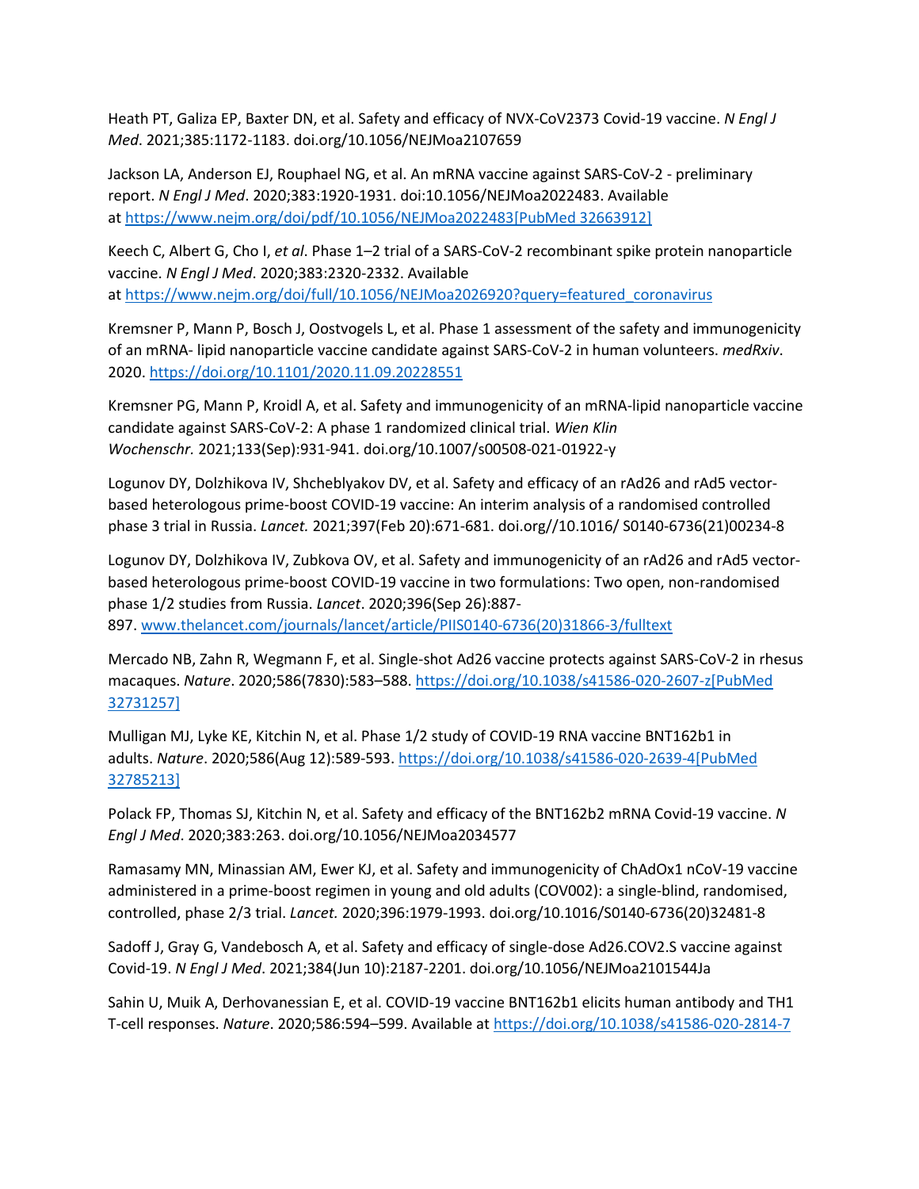Heath PT, Galiza EP, Baxter DN, et al. Safety and efficacy of NVX-CoV2373 Covid-19 vaccine. *N Engl J Med*. 2021;385:1172-1183. doi.org/10.1056/NEJMoa2107659

Jackson LA, Anderson EJ, Rouphael NG, et al. An mRNA vaccine against SARS-CoV-2 - preliminary report. *N Engl J Med*. 2020;383:1920-1931. doi:10.1056/NEJMoa2022483. Available at [https://www.nejm.org/doi/pdf/10.1056/NEJMoa2022483[PubMed 32663912]](https://www.nejm.org/doi/pdf/10.1056/NEJMoa2022483)

Keech C, Albert G, Cho I, *et al*. Phase 1–2 trial of a SARS-CoV-2 recombinant spike protein nanoparticle vaccine. *N Engl J Med*. 2020;383:2320-2332. Available at [https://www.nejm.org/doi/full/10.1056/NEJMoa2026920?query=featured_coronavirus](https://www.nejm.org/doi/full/10.1056/NEJMoa2026920?query=featured_coronavirus)

Kremsner P, Mann P, Bosch J, Oostvogels L, et al. Phase 1 assessment of the safety and immunogenicity of an mRNA- lipid nanoparticle vaccine candidate against SARS-CoV-2 in human volunteers. *medRxiv*. 2020. [https://doi.org/10.1101/2020.11.09.20228551](https://doi.org/10.1101/2020.11.09.20228551)

Kremsner PG, Mann P, Kroidl A, et al. Safety and immunogenicity of an mRNA-lipid nanoparticle vaccine candidate against SARS-CoV-2: A phase 1 randomized clinical trial. *Wien Klin Wochenschr.* 2021;133(Sep):931-941. doi.org/10.1007/s00508-021-01922-y

Logunov DY, Dolzhikova IV, Shcheblyakov DV, et al. Safety and efficacy of an rAd26 and rAd5 vector-based heterologous prime-boost COVID-19 vaccine: An interim analysis of a randomised controlled phase 3 trial in Russia. *Lancet.* 2021;397(Feb 20):671-681. doi.org//10.1016/ S0140-6736(21)00234-8

Logunov DY, Dolzhikova IV, Zubkova OV, et al. Safety and immunogenicity of an rAd26 and rAd5 vector-based heterologous prime-boost COVID-19 vaccine in two formulations: Two open, non-randomised phase 1/2 studies from Russia. *Lancet*. 2020;396(Sep 26):887-897. [www.thelancet.com/journals/lancet/article/PIIS0140-6736(20)31866-3/fulltext](http://www.thelancet.com/journals/lancet/article/PIIS0140-6736(20)31866-3/fulltext)

Mercado NB, Zahn R, Wegmann F, et al. Single-shot Ad26 vaccine protects against SARS-CoV-2 in rhesus macaques. *Nature*. 2020;586(7830):583–588. [https://doi.org/10.1038/s41586-020-2607-z[PubMed 32731257]](https://doi.org/10.1038/s41586-020-2607-z)

Mulligan MJ, Lyke KE, Kitchin N, et al. Phase 1/2 study of COVID-19 RNA vaccine BNT162b1 in adults. *Nature*. 2020;586(Aug 12):589-593. [https://doi.org/10.1038/s41586-020-2639-4[PubMed 32785213]](https://doi.org/10.1038/s41586-020-2639-4)

Polack FP, Thomas SJ, Kitchin N, et al. Safety and efficacy of the BNT162b2 mRNA Covid-19 vaccine. *N Engl J Med*. 2020;383:263. doi.org/10.1056/NEJMoa2034577

Ramasamy MN, Minassian AM, Ewer KJ, et al. Safety and immunogenicity of ChAdOx1 nCoV-19 vaccine administered in a prime-boost regimen in young and old adults (COV002): a single-blind, randomised, controlled, phase 2/3 trial. *Lancet.* 2020;396:1979-1993. doi.org/10.1016/S0140-6736(20)32481-8

Sadoff J, Gray G, Vandebosch A, et al. Safety and efficacy of single-dose Ad26.COV2.S vaccine against Covid-19. *N Engl J Med*. 2021;384(Jun 10):2187-2201. doi.org/10.1056/NEJMoa2101544Ja

Sahin U, Muik A, Derhovanessian E, et al. COVID-19 vaccine BNT162b1 elicits human antibody and TH1 T-cell responses. *Nature*. 2020;586:594–599. Available at [https://doi.org/10.1038/s41586-020-2814-7](https://doi.org/10.1038/s41586-020-2814-7)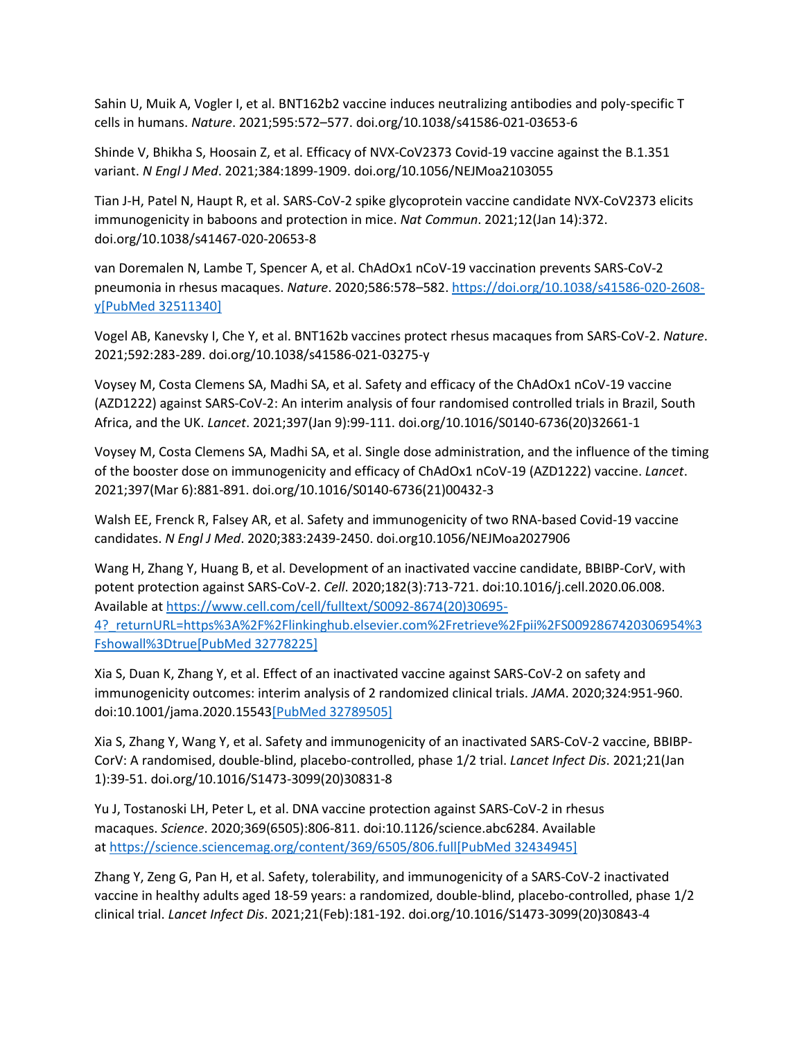Sahin U, Muik A, Vogler I, et al. BNT162b2 vaccine induces neutralizing antibodies and poly-specific T cells in humans. *Nature*. 2021;595:572–577. doi.org/10.1038/s41586-021-03653-6

Shinde V, Bhikha S, Hoosain Z, et al. Efficacy of NVX-CoV2373 Covid-19 vaccine against the B.1.351 variant. *N Engl J Med*. 2021;384:1899-1909. doi.org/10.1056/NEJMoa2103055

Tian J-H, Patel N, Haupt R, et al. SARS-CoV-2 spike glycoprotein vaccine candidate NVX-CoV2373 elicits immunogenicity in baboons and protection in mice. *Nat Commun*. 2021;12(Jan 14):372. doi.org/10.1038/s41467-020-20653-8

van Doremalen N, Lambe T, Spencer A, et al. ChAdOx1 nCoV-19 vaccination prevents SARS-CoV-2 pneumonia in rhesus macaques. *Nature*. 2020;586:578–582. [https://doi.org/10.1038/s41586-020-2608-y[PubMed 32511340]](https://doi.org/10.1038/s41586-020-2608-y)

Vogel AB, Kanevsky I, Che Y, et al. BNT162b vaccines protect rhesus macaques from SARS-CoV-2. *Nature*. 2021;592:283-289. doi.org/10.1038/s41586-021-03275-y

Voysey M, Costa Clemens SA, Madhi SA, et al. Safety and efficacy of the ChAdOx1 nCoV-19 vaccine (AZD1222) against SARS-CoV-2: An interim analysis of four randomised controlled trials in Brazil, South Africa, and the UK. *Lancet*. 2021;397(Jan 9):99-111. doi.org/10.1016/S0140-6736(20)32661-1

Voysey M, Costa Clemens SA, Madhi SA, et al. Single dose administration, and the influence of the timing of the booster dose on immunogenicity and efficacy of ChAdOx1 nCoV-19 (AZD1222) vaccine. *Lancet*. 2021;397(Mar 6):881-891. doi.org/10.1016/S0140-6736(21)00432-3

Walsh EE, Frenck R, Falsey AR, et al. Safety and immunogenicity of two RNA-based Covid-19 vaccine candidates. *N Engl J Med*. 2020;383:2439-2450. doi.org10.1056/NEJMoa2027906

Wang H, Zhang Y, Huang B, et al. Development of an inactivated vaccine candidate, BBIBP-CorV, with potent protection against SARS-CoV-2. *Cell*. 2020;182(3):713-721. doi:10.1016/j.cell.2020.06.008. Available at [https://www.cell.com/cell/fulltext/S0092-8674(20)30695-4?_returnURL=https%3A%2F%2Flinkinghub.elsevier.com%2Fretrieve%2Fpii%2FS0092867420306954%3Fshowall%3Dtrue[PubMed 32778225]](https://www.cell.com/cell/fulltext/S0092-8674(20)30695-4?_returnURL=https%3A%2F%2Flinkinghub.elsevier.com%2Fretrieve%2Fpii%2FS0092867420306954%3Fshowall%3Dtrue)

Xia S, Duan K, Zhang Y, et al. Effect of an inactivated vaccine against SARS-CoV-2 on safety and immunogenicity outcomes: interim analysis of 2 randomized clinical trials. *JAMA*. 2020;324:951-960. doi:10.1001/jama.2020.15543[PubMed 32789505]

Xia S, Zhang Y, Wang Y, et al. Safety and immunogenicity of an inactivated SARS-CoV-2 vaccine, BBIBP-CorV: A randomised, double-blind, placebo-controlled, phase 1/2 trial. *Lancet Infect Dis*. 2021;21(Jan 1):39-51. doi.org/10.1016/S1473-3099(20)30831-8

Yu J, Tostanoski LH, Peter L, et al. DNA vaccine protection against SARS-CoV-2 in rhesus macaques. *Science*. 2020;369(6505):806-811. doi:10.1126/science.abc6284. Available at [https://science.sciencemag.org/content/369/6505/806.full[PubMed 32434945]](https://science.sciencemag.org/content/369/6505/806.full)

Zhang Y, Zeng G, Pan H, et al. Safety, tolerability, and immunogenicity of a SARS-CoV-2 inactivated vaccine in healthy adults aged 18-59 years: a randomized, double-blind, placebo-controlled, phase 1/2 clinical trial. *Lancet Infect Dis*. 2021;21(Feb):181-192. doi.org/10.1016/S1473-3099(20)30843-4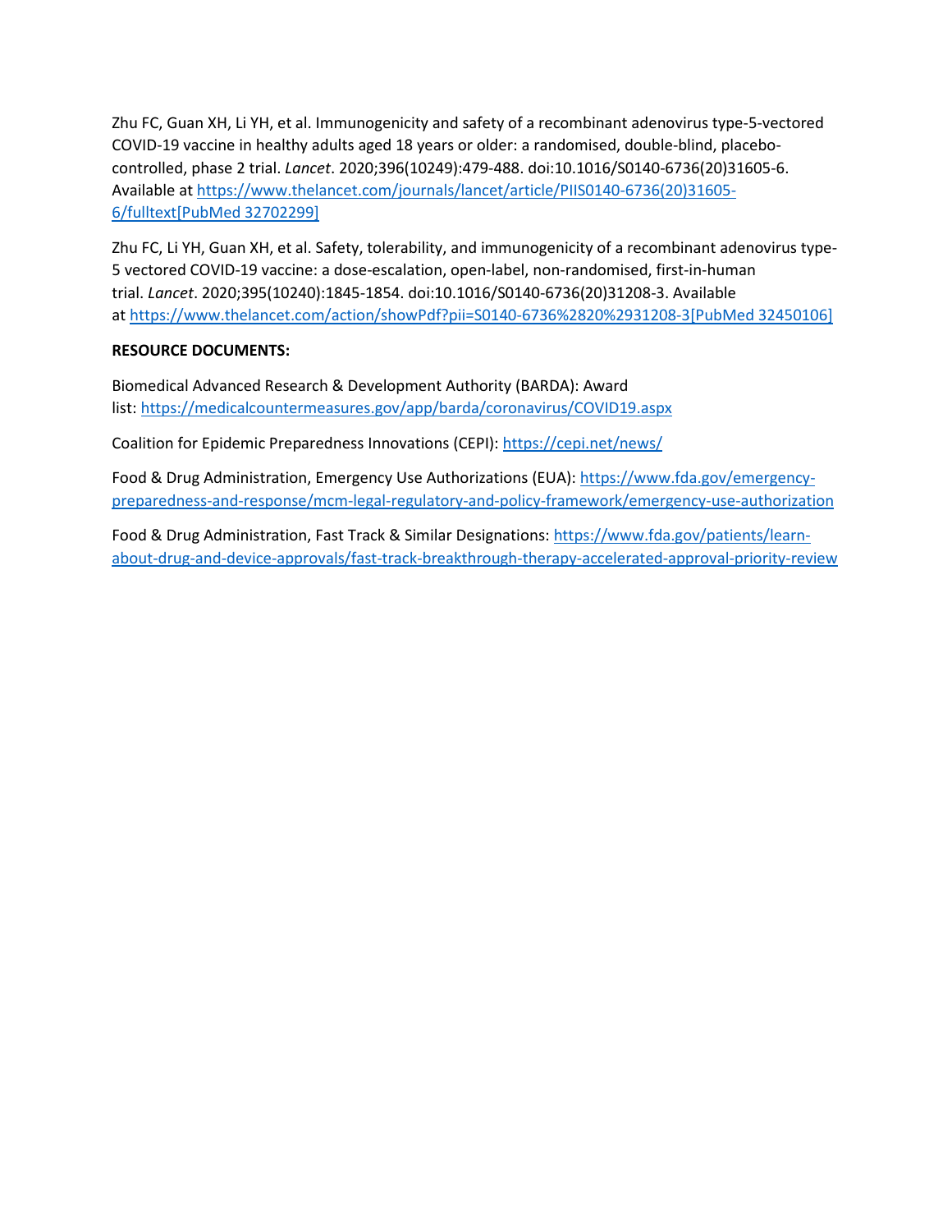Zhu FC, Guan XH, Li YH, et al. Immunogenicity and safety of a recombinant adenovirus type-5-vectored COVID-19 vaccine in healthy adults aged 18 years or older: a randomised, double-blind, placebo-controlled, phase 2 trial. *Lancet*. 2020;396(10249):479-488. doi:10.1016/S0140-6736(20)31605-6. Available at [https://www.thelancet.com/journals/lancet/article/PIIS0140-6736(20)31605-6/fulltext[PubMed 32702299]](https://www.thelancet.com/journals/lancet/article/PIIS0140-6736(20)31605-6/fulltext)

Zhu FC, Li YH, Guan XH, et al. Safety, tolerability, and immunogenicity of a recombinant adenovirus type-5 vectored COVID-19 vaccine: a dose-escalation, open-label, non-randomised, first-in-human trial. *Lancet*. 2020;395(10240):1845-1854. doi:10.1016/S0140-6736(20)31208-3. Available at [https://www.thelancet.com/action/showPdf?pii=S0140-6736%2820%2931208-3[PubMed 32450106]](https://www.thelancet.com/action/showPdf?pii=S0140-6736%2820%2931208-3)

**RESOURCE DOCUMENTS:**

Biomedical Advanced Research & Development Authority (BARDA): Award list: [https://medicalcountermeasures.gov/app/barda/coronavirus/COVID19.aspx](https://medicalcountermeasures.gov/app/barda/coronavirus/COVID19.aspx)

Coalition for Epidemic Preparedness Innovations (CEPI): [https://cepi.net/news/](https://cepi.net/news/)

Food & Drug Administration, Emergency Use Authorizations (EUA): [https://www.fda.gov/emergency-preparedness-and-response/mcm-legal-regulatory-and-policy-framework/emergency-use-authorization](https://www.fda.gov/emergency-preparedness-and-response/mcm-legal-regulatory-and-policy-framework/emergency-use-authorization)

Food & Drug Administration, Fast Track & Similar Designations: [https://www.fda.gov/patients/learn-about-drug-and-device-approvals/fast-track-breakthrough-therapy-accelerated-approval-priority-review](https://www.fda.gov/patients/learn-about-drug-and-device-approvals/fast-track-breakthrough-therapy-accelerated-approval-priority-review)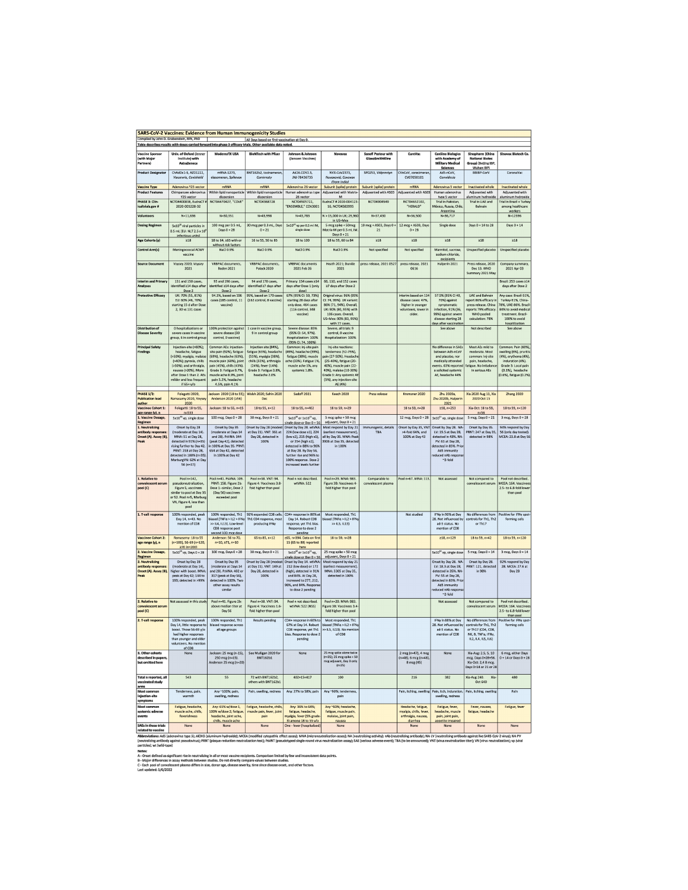## SARS-CoV-2 Vaccines: Evidence from Human Immunogenicity Studies

Compiled by John D. Grabenstein, RPh, PhD

All Days based on first vaccination at Day 0.

Table describes results with doses carried forward into phase 3 efficacy trials. Other available data noted.

| Vaccine Sponsor (with Major Partners) | Univ. of Oxford (Jenner Institute) with AstraZeneca | ModernaTX USA | BioNTech with Pfizer | Johnson & Johnson (Janssen Vaccines) | Novavax | Sanofi Pasteur with GlaxoSmithKline | CureVac | CanSino Biologics with Academy of Military Medical Sciences | Sinopharm (China National Biotec Group) (Beijing BIP, Wuhan BIP) | Sinovac Biotech Co. |
|---|---|---|---|---|---|---|---|---|---|---|
| Product Designator | ChAdOx1-S, AZD1222, Vaxzevria, Covishield | mRNA-1273, elasomeran, Spikevax | BNT162b2, tozinameran, Comirnaty | Ad26.COV2.S, JNJ-78436735 | NVX-CoV2373, Nuvaxovid, Covovax (from India) | SP0253, Vidprevtyn | CVnCoV, zorecimeran, CV07050101 | Ad5-nCoV, Convidecia | BBIBP-CorV | CoronaVac |
| Vaccine Type | Adenovirus Y25 vector | mRNA | mRNA | Adenovirus 26 vector | Subunit (spike) protein | Subunit (spike) protein | mRNA | Adenovirus 5 vector | Inactivated whole | Inactivated whole |
| Product Features | Chimpanzee adenovirus Y25 vector | Within lipid nanoparticle dispersion | Within lipid nanoparticle dispersion | Human adenovirus type 26 vector | Adjuvanted with Matrix-M | Adjuvanted with AS03 | Adjuvanted with AS03 | Human adenovirus type 5 vector | Adjuvanted with aluminum hydroxide | Adjuvanted with aluminum hydroxide |
| PHASE 3: Clinicaltrials.gov # | NCT04400838, EudraCT # 2020-001228-32 | NCT04470427, "COVE" | NCT04368728 | NCT04505722, "ENSEMBLE," COV3001 | EudraCT # 2020-004123-16, NCT04583995 | NCT04904549 | NCT04652102, "HERALD" | Trial in Pakistan, México, Russia, Chile, Argentina | Trial in UAE and Bahrain | Trial in Brazil + Turkey among healthcare workers |
| Volunteers | N=11,636 | N=30,351 | N=43,998 | N=43,783 | N > 15,000 in UK; 29,960 in US+Mex | N=37,430 | N=36,500 | N=36,717 | | N=12396 |
| Dosing Regimen | 5x10[10] viral particles in 0.5 mL (EU: NLT 2.5 x 10[8] infectious units) | 100 mcg per 0.5 mL, Days 0 + 28 | 30 mcg per 0.3 mL, Days 0 + 21 | 5x10[10] vp per 0.5 mL IM, single dose | 5 mcg spike + 50mcg Matrix-M per 0.5 mL IM, Days 0 + 21 | 10 mcg + AS03, Days 0 + 21 | 12 mcg + AS03, Days 0 + 28 | Single dose | Days 0 + 14 to 28 | Days 0 + 14 |
| Age Cohorts (y) | ≥18 | 18 to 64, ≥65 with or without risk factors | 16 to 55, 56 to 85 | 18 to 100 | 18 to 59, 60 to 84 | ≥18 | ≥18 | ≥18 | ≥18 | ≥18 |
| Control Arm(s) | Meningococcal ACWY vaccine | NaCl 0.9% | NaCl 0.9% | NaCl 0.9% | NaCl 0.9% | Not specified | Not specified | Mannitol, sucrose, sodium chloride, excipients | Unspecified placebo | Unspecified placebo |
| Source Document | Voysey 2020; Voysey 2021 | VRBPAC documents, Baden 2021 | VRBPAC documents, Polack 2020 | VRBPAC documents 2021 Feb 26 | Heath 2021; Dunkle 2021 | press release, 2021 0527 | press release, 2021 0616 | Halperin 2021 | Press release, 2020 Dec 13. WHO Summary 2021 May | Company summary, 2021 Apr 03 |
| Interim and Primary Analyses | 131 and 150 cases, identified ≥14 days after Dose 2 | 95 and 196 cases, identified ≥14 days after Dose 2 | 94 and 170 cases, identified ≥7 days after Dose 2 | Primary: 154 cases ≥14 days after Dose 1 (only dose) | 66, 110, and 152 cases ≥7 days after Dose 2 | | | | | Brazil: 253 cases ≥14 days after Dose 2 |
| Protective Efficacy | UK: 70% (55, 81%) EU: 90% (46, 70%) starting 15 d after Dose 2, 30 vs 131 cases | 94.1%, based on 196 cases (185 control, 11 vaccine) | 95%, based on 170 cases (162 control, 8 vaccine) | 67% (95% CI: 59, 73%) starting 28 days after only dose. 464 cases (116 control, 348 vaccine) | Original virus: 96% (95% CI: 74, 99%). UK variant: 86% (71, 94%). Overall, UK: 90% (80, 95%) with 106 cases. Overall, US+Mex: 90% (83, 95%) with 77 cases. | Not specified | Interim based on 134 disease cases: 47%, higher in younger volunteers, lower in older. | 57.5% (95% CI 40, 70%) against symptomatic infection, 91% (36, 99%) against severe disease starting 28 days after vaccination | UAE and Bahrain report 86% efficacy in press release. China reports 79% efficacy. WHO pooled calculation: 78% | Any case: Brazil-51%, Turkey-91%, China-78%, UAE-86%. Brazil-84% to avoid medical treatment. Brazil-100% to avoid hospitalization |
| Distribution of Disease Severity | 0 hospitalizations or severe cases in vaccine group, 6 in control group | 100% protection against severe disease (30 control, 0 vaccine) | 1 case in vaccine group, 9 in control group | Severe disease: 85% (95% CI: 54, 97%). Hospitalization: 100% (95% CI: 74, 100%) | Severe, all trials: 9 control, 0 vaccine Hospitalization: 100% | | | See above | Not described | See above |
| Principal Safety Findings | Injection-site (>60%); headache, fatigue (>50%); myalgia, malaise (>40%); pyrexia, chills (>30%); and arthralgia, nausea (>20%). More after Dose 1 than 2. AEs milder and less frequent if 65+ y/o | Common AEs: injection-site pain (92%), fatigue (69%), headache (63%), muscle pain (60%), joint pain (45%), chills (43%). Grade 3: Fatigue 9.7%, muscle ache 8.9%, joint pain 5.2%, headache 4.5%, pain 4.1% | Injection site (84%), fatigue (63%), headache (55%), muscle pain (38%), chills (32%), arthralgia (24%), fever (14%). Grade 3: Fatigue 3.8%, headache 2.0% | Common: inj-site pain (49%), headache (39%), fatigue (38%), muscle ache (33%). Fatigue 1%, muscle ache 1%, any systemic 1.8%. | Inj-site reactions: tenderness (52-75%), pain (27-50%). Headache (25-40%), fatigue (20-40%), muscle pain (22-40%), malaise (10-30%) Grade 3: Any systemic AE (5%), any injection-site AE (4%) | | | No differences in SAEs between Ad5-nCoV and placebo, nor medically attended events. 63% reported a solicited systemic AE, headache 44% | Most AEs mild to moderate. Most common: inj-site pain, headache, fatigue. No imbalance in serious AEs | Common: Pain (60%), swelling (6%), pruritis (4%), erythema (4%), induration (4%). Grade 3: Local pain (0.1%), headache (0.6%), fatigue (0.2%). |
| PHASE 1/2: Publication lead author | Folegatti 2020, Ramasamy 2020, Voysey 2020 | Jackson 2020 [18 to 55]; Anderson 2020 [≥56] | Walsh 2020; Sahin 2020 Dec | Sadoff 2021 | Keech 2020 | Press release | Kremsner 2020 | Zhu 2020a, Zhu 2020b, Halperin 2021 | Xia 2020 Aug 13, Xia 2020 Oct 15 | Zhang 2020 |
| Vaccinee Cohort 1: age range (y), n | Folegatti: 18 to 55, n=533 | Jackson: 18 to 55, n=15 | 18 to 55, n=12 | 18 to 55, n=402 | 18 to 59, n=29 | | 18 to 59, n=28 | ≥18, n=253 | Xia-Oct: 18 to 59, n=56 | 18 to 59, n=120 |
| 1. Vaccine Dosage, Regimen | 5x10[10] vp, single dose | 100 mcg, Days 0 + 28 | 30 mcg, Days 0 + 21 | 5x10[10] or 1x10[11] vp, single dose or Day 0 + 56 | 5 mcg spike + 50 mcg adjuvant, Days 0 + 21 | | 12 mcg, Days 0 + 28 | 1x10[11] vp, single dose | 5 mcg, Days 0 + 21 | 3 mcg, Days 0 + 28 |
| 1. Neutralizing antibody responses: Onset (A), Assay (B), Peak | Onset by Day 28 (moderate at Day 14). MNA: 51 at Day 28, detected in 91% (n=35) rising further to Day 42. PRNT: 218 at Day 28, detected in 100% (n=35). MarburgVN: 62% at Day 56 (n=?) | Onset by Day 35 (moderate at Days 14 and 28). PsVNA: 344 (peak Day 42), detected in 100% at Day 35. PRNT: 654 at Day 42, detected in 100% at Day 42 | Onset by Day 28 (modest at Day 21). VNT: 361 at Day 28, detected in 100% | Onset by Day 29. wtVNA: 224 (low dose x1), 224 (low x2), 215 (high x1), or 354 (high x2), detected in 88% to 96% at Day 28. By Day 56, further rise and 96% to 100% response. Dose 2 increased levels further | Most respond by Day 21 (earliest measurement), all by Day 35. MNA: Peak 3906 at Day 35, detected in 100% | Immunogenic, details TBA | Onset by Day 35, VNT >4-fold 64%, and 100% at Day 43 | Onset by Day 28. NA-LV: 19.5 at Day 28, detected in 43%. NA-PV: 61 at Day 28, detected in 85%. Prior Ad5 immunity reduced nAb response ~2-fold | Onset by Day 35. PRNT: 247 at Day 35, detected in 98% | 94% respond by Day 56 (only day tested). MCEA: 23.8 at Day 56 |
| 1. Relative to convalescent serum pool (C) | Pool n=142, pseudoneutralization, Figure 5, vaccinees similar to pool at Day 35 or 52. Pool n=5, Marburg VN, Figure 4, less than pool | Pool n=41. PsVNA: 109, PRNT: 158. Figure 2b: Dose 1 - similar; Dose 2 (Day 56) vaccinees exceeded pool | Pool n=38. VNT: 94. Figure 4: Vaccinees 3.8-fold higher than pool | Pool n not described. wtVNA: 522 | Pool n=29. MNA: 983. Figure 3b: Vaccinees 4-fold higher than pool | Comparable to convalescent plasma | Pool n=67. MNA: 113. | Not assessed | Not compared to convalescent serum | Pool not described. MCEA: 164. Vaccinees 2.5- to 6.8-fold lower than pool |
| 1. T-cell response | 100% responded, peak Day 14, n=43. No mention of CD8 | 100% responded, Th1 biased (TNFα > IL2 > IFNγ >> IL4, IL13). Low-level CD8 response to 100-mcg dose | 92% expanded CD8 cells, Th1 CD4 response, most producing IFNγ | CD4+ response in 80% at Day 14. Robust CD8 response, yet Th1 bias. Response to dose 2 pending | Most responded, Th1 biased (TNFα > IL2 > IFNγ >> IL5, IL13) | | Not studied | IFNγ in 90% at Day 28. Not influenced by ad-5 status. No mention of CD8 | No differences from controls for Th1, Th2 or Th17 | Positive for IFNγ spot-forming cells |
| Vaccinee Cohort 2: age range (y), n | Ramasamy: 18 to 55 (n=100), 56-69 (n=120), ≥70 (n=200) | Anderson: 56 to 70, n=10, ≥71, n=10 | 65 to 85, n=12 | ≥65, n=394. Data on first 15 (65 to 88) reported here | 18 to 59, n=28 | | | ≥18, n=129 | 18 to 59, n=42 | 18 to 59, n=120 |
| 2. Vaccine Dosage, Regimen | 5x10[10] vp, Days 0 + 28 | 100 mcg, Days 0 + 28 | 30 mcg, Days 0 + 21 | 5x10[10] or 1x10[11] vp, single dose or Day 0 + 56 | 25 mcg spike + 50 mcg adjuvant, Days 0 + 21 | | | 5x10[10] vp, single dose | 5 mcg, Days 0 + 14 | 3 mcg, Days 0 + 14 |
| 2. Neutralizing antibody responses: Onset (A), Assay (B), Peak | Onset by Day 28 (moderate at Day 14), higher with boost. MNA: peak at Day 42: 136 to 193; detected in >99% | Onset by Day 35 (moderate at Days 14 and 28). PsVNA: 402 or 317 (peak at Day 56), detected in 100%. Two other assay results similar | Onset by Day 28 (modest at Day 21). VNT: 149 at Day 28, detected in 100% | Onset by Day 14. wtVNA: 212 (low dose) or 172 (high), detected in 91% and 84%. At Day 28, increased to 277, 212, 96%, and 84%. Response to dose 2 pending | Most respond by Day 21 (earliest measurement). MNA: 3305 at Day 35, detected in 100% | | | Onset by Day 28. NA-LV: 18.3 at Day 28, detected in 35%. NA-PV: 55 at Day 28, detected in 83%. Prior Ad5 immunity reduced nAb response ~2-fold | Onset by Day 28. PRNT: 121, detected in 98% | 92% respond by Day 28. MCEA: 27.6 at Day 28 |
| 2. Relative to convalescent serum pool (C) | Not assessed in this study | Pool n=41. Figure 2b: above median titer at Day 56 | Pool n=38. VNT: 94. Figure 4: Vaccinees 1.6-fold higher than pool | Pool n not described. wtVNA: 522 (NSS) | Pool n=29. MNA: 983. Figure 3B: Vaccinees 3.4-fold higher than pool | | | Not assessed | Not compared to convalescent serum | Pool not described. MCEA: 164. Vaccinees 2.5- to 6.8-fold lower than pool |
| 2. T-cell response | 100% responded, peak Day 14, little response to boost. Those 56-69 y/o had higher responses than younger and older volunteers. No mention of CD8 | 100% responded, Th1 biased response across all age groups | Results pending | CD4+ response in 60% to 67% at Day 14. Robust CD8 response, yet Th1 bias. Response to dose 2 pending | Most responded, Th1 biased (TNFα > IL2 > IFNγ >> IL5, IL13). No mention of CD8 | | | IFNγ in 88% at Day 28. Not influenced by ad-5 status. No mention of CD8 | No differences from controls for Th1, Th2 or Th17 (CD4, CD8, NK, B, TNFα, IFNγ, IL2, IL4, IL5, IL6) | Positive for IFNγ spot-forming cells |
| 3. Other cohorts described in papers, but omitted here | None | Jackson: 25 mcg (n=15), 250 mcg (n=15). Anderson 25 mcg (n=20) | See Mulligan 2020 for BNT162b1 | None | 25 mcg spike alone twice (n=25); 25 mcg spike + 50 mcg adjuvant, Day 0 only (n=25) | | 2 mcg (n=47), 4 mcg (n=48), 6 mcg (n=48), 8 mcg (45) | None | Xia-Aug: 2.5, 5, 10 mcg, Days 0+28+56. Xia-Oct: 2,4 8 mcg, Days 0+14 or 21 or 28 | 6 mcg, either Days 0 + 14 or Days 0 + 28 |
| Total n reported, all vaccinated study arms | 543 | 55 | 72 with BNT162b2, others with BNT162b1 | 402+15=417 | 100 | | ≥16 | 382 | Xia-Aug: 240. Xia-Oct: 640 | 480 |
| Most common injection-site symptoms | Tenderness, pain, warmth | Any ~100%; pain, swelling, redness | Pain, swelling, redness | Any: 27% to 58%; pain | Any ~90%; tenderness, pain | | Pain, itching, swelling | Pain, itch, induration, swelling, redness | Pain, itching, swelling | Pain |
| Most common systemic adverse events | Fatigue, headache, muscle ache, chills, feverishness | Any: 65% w/dose 1, 100% w/dose 2; fatigue, headache, joint ache, chills, muscle ache | Fatigue, headache, chills, muscle pain, fever, joint pain | Any: 36% to 64%; fatigue, headache, myalgia, fever (5% grade 3) among 18 to 55 y/o | Any ~50%; headache, fatigue, muscle pain, malaise, joint pain, nausea | | Headache, fatigue, myalgia, chills, fever, arthralgia, nausea, diarrhea | Fatigue, fever, headache, muscle pain, joint pain, appetite impaired | Fever, nausea, fatigue, headache | Fatigue, fever |
| SAEs in these trials related to vaccine | None | None | None | One - fever (hospitalized) | None | | None | None | None | None |

**Abbreviations:** Ad5 (adenovirus type 5); AlOH3 (aluminum hydroxide); MCEA (modified cytopathic effect assay); MNA (microneutralization assay); NA (neutralizing activity); nAb (neutralizing antibody); NA-LV (neutralizing antibody against live SARS-CoV-2 virus); NA-PV (neutralizing antibody against pseudovirus); PRNT (plaque-reduction neutralization test); PsVNT (pseudotyped single-round virus neutralization assay); SAE (serious adverse event); TBA (to be announced); VNT (virus neutralization titer); VN (virus neutralization); vp (viral particles); wt (wild-type)

**Notes:**

A - Onset defined as significant rise in neutralizing in all or most vaccine recipients. Comparison limited by few and inconsistent data points.
B - Major differences in assay methods between studies. Do not directly compare values between studies.
C - Each pool of convalescent plasma differs in size, donor age, disease severity, time since disease-onset, and other factors.

Last updated: 1/6/2022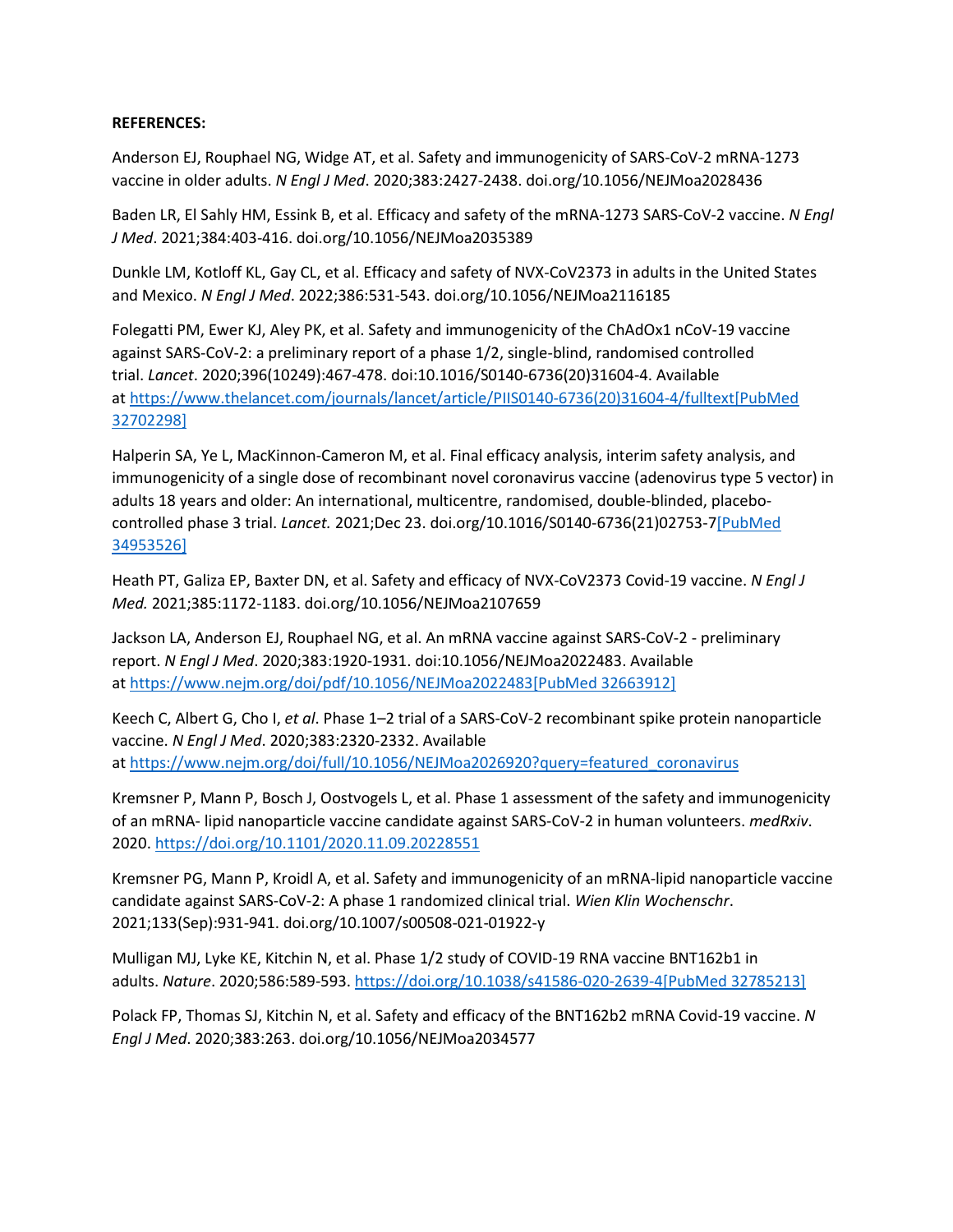**REFERENCES:**

Anderson EJ, Rouphael NG, Widge AT, et al. Safety and immunogenicity of SARS-CoV-2 mRNA-1273 vaccine in older adults. *N Engl J Med*. 2020;383:2427-2438. doi.org/10.1056/NEJMoa2028436

Baden LR, El Sahly HM, Essink B, et al. Efficacy and safety of the mRNA-1273 SARS-CoV-2 vaccine. *N Engl J Med*. 2021;384:403-416. doi.org/10.1056/NEJMoa2035389

Dunkle LM, Kotloff KL, Gay CL, et al. Efficacy and safety of NVX-CoV2373 in adults in the United States and Mexico. *N Engl J Med*. 2022;386:531-543. doi.org/10.1056/NEJMoa2116185

Folegatti PM, Ewer KJ, Aley PK, et al. Safety and immunogenicity of the ChAdOx1 nCoV-19 vaccine against SARS-CoV-2: a preliminary report of a phase 1/2, single-blind, randomised controlled trial. *Lancet*. 2020;396(10249):467-478. doi:10.1016/S0140-6736(20)31604-4. Available at https://www.thelancet.com/journals/lancet/article/PIIS0140-6736(20)31604-4/fulltext[PubMed 32702298]

Halperin SA, Ye L, MacKinnon-Cameron M, et al. Final efficacy analysis, interim safety analysis, and immunogenicity of a single dose of recombinant novel coronavirus vaccine (adenovirus type 5 vector) in adults 18 years and older: An international, multicentre, randomised, double-blinded, placebo-controlled phase 3 trial. *Lancet.* 2021;Dec 23. doi.org/10.1016/S0140-6736(21)02753-7[PubMed 34953526]

Heath PT, Galiza EP, Baxter DN, et al. Safety and efficacy of NVX-CoV2373 Covid-19 vaccine. *N Engl J Med.* 2021;385:1172-1183. doi.org/10.1056/NEJMoa2107659

Jackson LA, Anderson EJ, Rouphael NG, et al. An mRNA vaccine against SARS-CoV-2 - preliminary report. *N Engl J Med*. 2020;383:1920-1931. doi:10.1056/NEJMoa2022483. Available at https://www.nejm.org/doi/pdf/10.1056/NEJMoa2022483[PubMed 32663912]

Keech C, Albert G, Cho I, *et al*. Phase 1–2 trial of a SARS-CoV-2 recombinant spike protein nanoparticle vaccine. *N Engl J Med*. 2020;383:2320-2332. Available at https://www.nejm.org/doi/full/10.1056/NEJMoa2026920?query=featured_coronavirus

Kremsner P, Mann P, Bosch J, Oostvogels L, et al. Phase 1 assessment of the safety and immunogenicity of an mRNA- lipid nanoparticle vaccine candidate against SARS-CoV-2 in human volunteers. *medRxiv*. 2020. https://doi.org/10.1101/2020.11.09.20228551

Kremsner PG, Mann P, Kroidl A, et al. Safety and immunogenicity of an mRNA-lipid nanoparticle vaccine candidate against SARS-CoV-2: A phase 1 randomized clinical trial. *Wien Klin Wochenschr*. 2021;133(Sep):931-941. doi.org/10.1007/s00508-021-01922-y

Mulligan MJ, Lyke KE, Kitchin N, et al. Phase 1/2 study of COVID-19 RNA vaccine BNT162b1 in adults. *Nature*. 2020;586:589-593. https://doi.org/10.1038/s41586-020-2639-4[PubMed 32785213]

Polack FP, Thomas SJ, Kitchin N, et al. Safety and efficacy of the BNT162b2 mRNA Covid-19 vaccine. *N Engl J Med*. 2020;383:263. doi.org/10.1056/NEJMoa2034577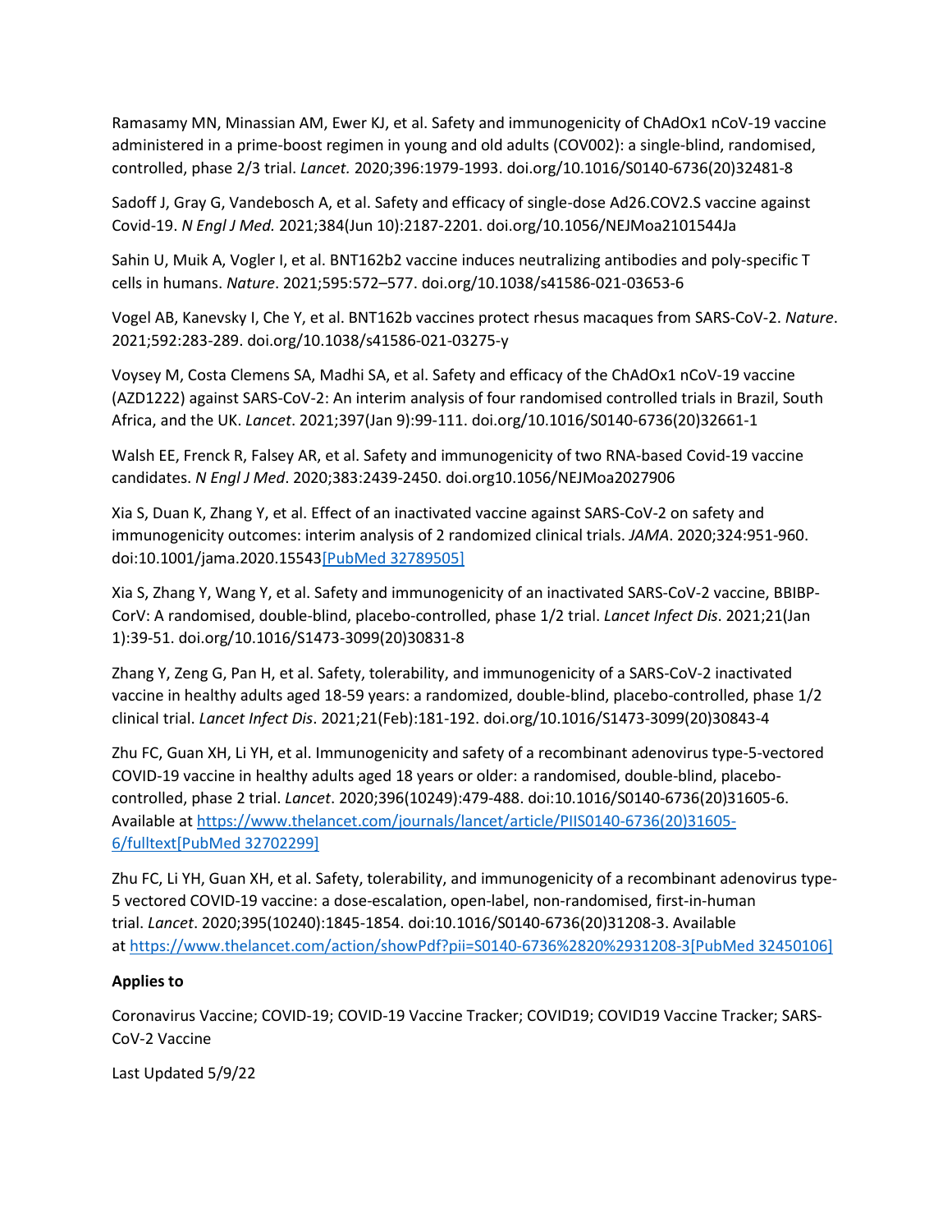Ramasamy MN, Minassian AM, Ewer KJ, et al. Safety and immunogenicity of ChAdOx1 nCoV-19 vaccine administered in a prime-boost regimen in young and old adults (COV002): a single-blind, randomised, controlled, phase 2/3 trial. *Lancet.* 2020;396:1979-1993. doi.org/10.1016/S0140-6736(20)32481-8

Sadoff J, Gray G, Vandebosch A, et al. Safety and efficacy of single-dose Ad26.COV2.S vaccine against Covid-19. *N Engl J Med.* 2021;384(Jun 10):2187-2201. doi.org/10.1056/NEJMoa2101544Ja

Sahin U, Muik A, Vogler I, et al. BNT162b2 vaccine induces neutralizing antibodies and poly-specific T cells in humans. *Nature*. 2021;595:572–577. doi.org/10.1038/s41586-021-03653-6

Vogel AB, Kanevsky I, Che Y, et al. BNT162b vaccines protect rhesus macaques from SARS-CoV-2. *Nature*. 2021;592:283-289. doi.org/10.1038/s41586-021-03275-y

Voysey M, Costa Clemens SA, Madhi SA, et al. Safety and efficacy of the ChAdOx1 nCoV-19 vaccine (AZD1222) against SARS-CoV-2: An interim analysis of four randomised controlled trials in Brazil, South Africa, and the UK. *Lancet*. 2021;397(Jan 9):99-111. doi.org/10.1016/S0140-6736(20)32661-1

Walsh EE, Frenck R, Falsey AR, et al. Safety and immunogenicity of two RNA-based Covid-19 vaccine candidates. *N Engl J Med*. 2020;383:2439-2450. doi.org10.1056/NEJMoa2027906

Xia S, Duan K, Zhang Y, et al. Effect of an inactivated vaccine against SARS-CoV-2 on safety and immunogenicity outcomes: interim analysis of 2 randomized clinical trials. *JAMA*. 2020;324:951-960. doi:10.1001/jama.2020.15543[PubMed 32789505]

Xia S, Zhang Y, Wang Y, et al. Safety and immunogenicity of an inactivated SARS-CoV-2 vaccine, BBIBP-CorV: A randomised, double-blind, placebo-controlled, phase 1/2 trial. *Lancet Infect Dis*. 2021;21(Jan 1):39-51. doi.org/10.1016/S1473-3099(20)30831-8

Zhang Y, Zeng G, Pan H, et al. Safety, tolerability, and immunogenicity of a SARS-CoV-2 inactivated vaccine in healthy adults aged 18-59 years: a randomized, double-blind, placebo-controlled, phase 1/2 clinical trial. *Lancet Infect Dis*. 2021;21(Feb):181-192. doi.org/10.1016/S1473-3099(20)30843-4

Zhu FC, Guan XH, Li YH, et al. Immunogenicity and safety of a recombinant adenovirus type-5-vectored COVID-19 vaccine in healthy adults aged 18 years or older: a randomised, double-blind, placebo-controlled, phase 2 trial. *Lancet*. 2020;396(10249):479-488. doi:10.1016/S0140-6736(20)31605-6. Available at https://www.thelancet.com/journals/lancet/article/PIIS0140-6736(20)31605-6/fulltext[PubMed 32702299]

Zhu FC, Li YH, Guan XH, et al. Safety, tolerability, and immunogenicity of a recombinant adenovirus type-5 vectored COVID-19 vaccine: a dose-escalation, open-label, non-randomised, first-in-human trial. *Lancet*. 2020;395(10240):1845-1854. doi:10.1016/S0140-6736(20)31208-3. Available at https://www.thelancet.com/action/showPdf?pii=S0140-6736%2820%2931208-3[PubMed 32450106]

**Applies to**

Coronavirus Vaccine; COVID-19; COVID-19 Vaccine Tracker; COVID19; COVID19 Vaccine Tracker; SARS-CoV-2 Vaccine

Last Updated 5/9/22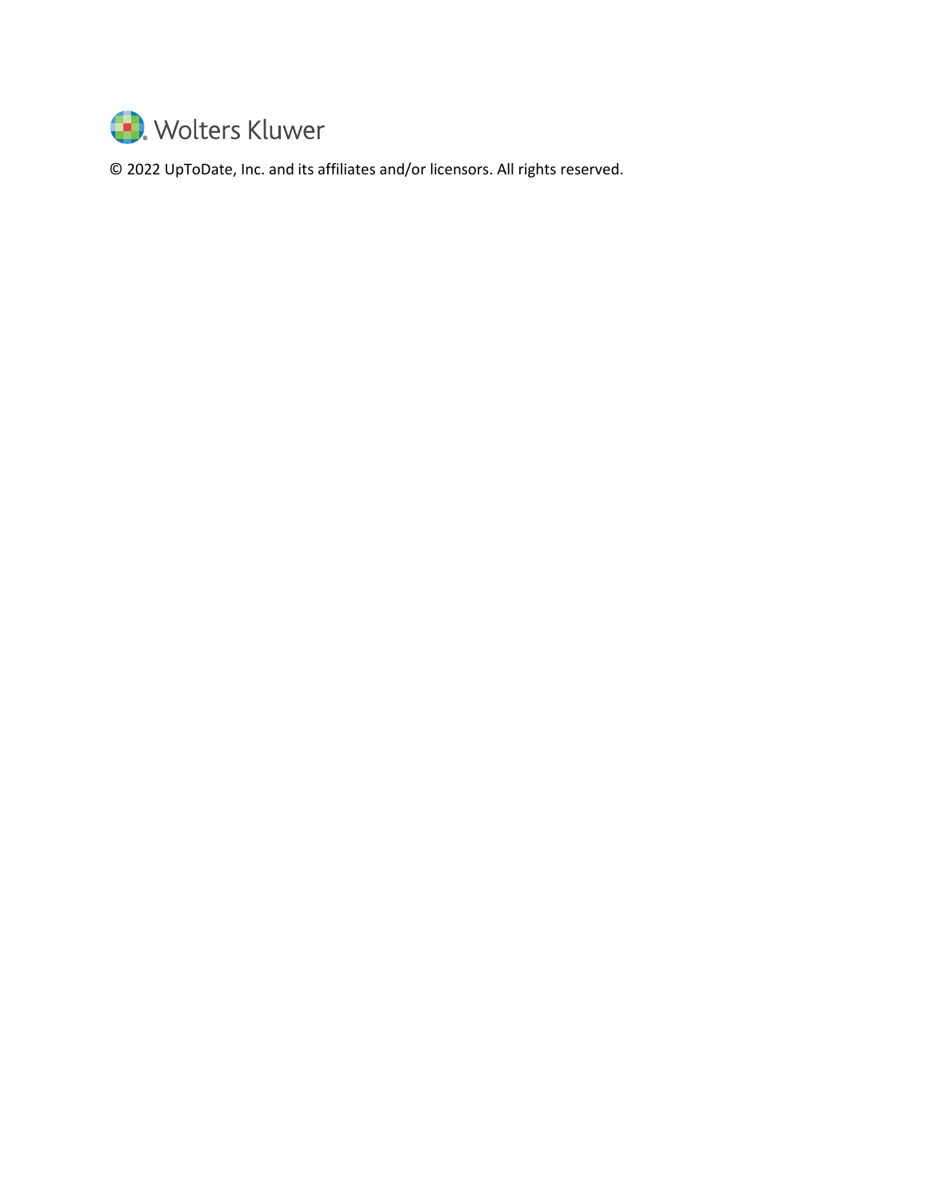Wolters Kluwer

© 2022 UpToDate, Inc. and its affiliates and/or licensors. All rights reserved.